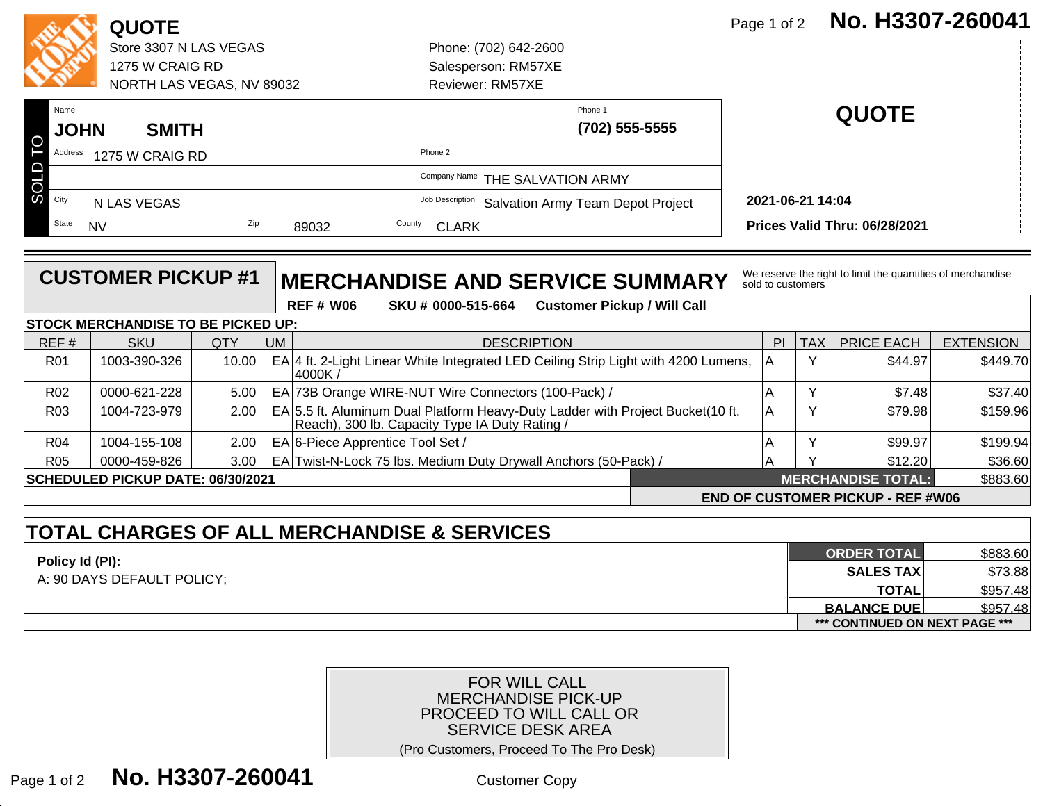# QUOTE

Store 3307 N LAS VEGAS
1275 W CRAIG RD
NORTH LAS VEGAS, NV 89032

Phone: (702) 642-2600
Salesperson: RM57XE
Reviewer: RM57XE

**No. H3307-260041**

## QUOTE

**2021-06-21 14:04**

**Prices Valid Thru: 06/28/2021**

### SOLD TO

| Field | Value |
|---|---|
| Name | **JOHN SMITH** |
| Phone 1 | **(702) 555-5555** |
| Address | 1275 W CRAIG RD |
| Phone 2 | |
| Company Name | THE SALVATION ARMY |
| City | N LAS VEGAS |
| Job Description | Salvation Army Team Depot Project |
| State | NV |
| Zip | 89032 |
| County | CLARK |

## CUSTOMER PICKUP #1

## MERCHANDISE AND SERVICE SUMMARY

We reserve the right to limit the quantities of merchandise sold to customers

**REF # W06 SKU # 0000-515-664 Customer Pickup / Will Call**

**STOCK MERCHANDISE TO BE PICKED UP:**

| REF # | SKU | QTY | UM | DESCRIPTION | PI | TAX | PRICE EACH | EXTENSION |
|---|---|---|---|---|---|---|---|---|
| R01 | 1003-390-326 | 10.00 | EA | 4 ft. 2-Light Linear White Integrated LED Ceiling Strip Light with 4200 Lumens, 4000K / | A | Y | $44.97 | $449.70 |
| R02 | 0000-621-228 | 5.00 | EA | 73B Orange WIRE-NUT Wire Connectors (100-Pack) / | A | Y | $7.48 | $37.40 |
| R03 | 1004-723-979 | 2.00 | EA | 5.5 ft. Aluminum Dual Platform Heavy-Duty Ladder with Project Bucket(10 ft. Reach), 300 lb. Capacity Type IA Duty Rating / | A | Y | $79.98 | $159.96 |
| R04 | 1004-155-108 | 2.00 | EA | 6-Piece Apprentice Tool Set / | A | Y | $99.97 | $199.94 |
| R05 | 0000-459-826 | 3.00 | EA | Twist-N-Lock 75 lbs. Medium Duty Drywall Anchors (50-Pack) / | A | Y | $12.20 | $36.60 |

**SCHEDULED PICKUP DATE: 06/30/2021**

**MERCHANDISE TOTAL:** $883.60

**END OF CUSTOMER PICKUP - REF #W06**

## TOTAL CHARGES OF ALL MERCHANDISE & SERVICES

**Policy Id (PI):**
A: 90 DAYS DEFAULT POLICY;

| | |
|---|---|
| **ORDER TOTAL** | $883.60 |
| **SALES TAX** | $73.88 |
| **TOTAL** | $957.48 |
| **BALANCE DUE** | $957.48 |

**\*\*\* CONTINUED ON NEXT PAGE \*\*\***

FOR WILL CALL
MERCHANDISE PICK-UP
PROCEED TO WILL CALL OR
SERVICE DESK AREA
(Pro Customers, Proceed To The Pro Desk)

Customer Copy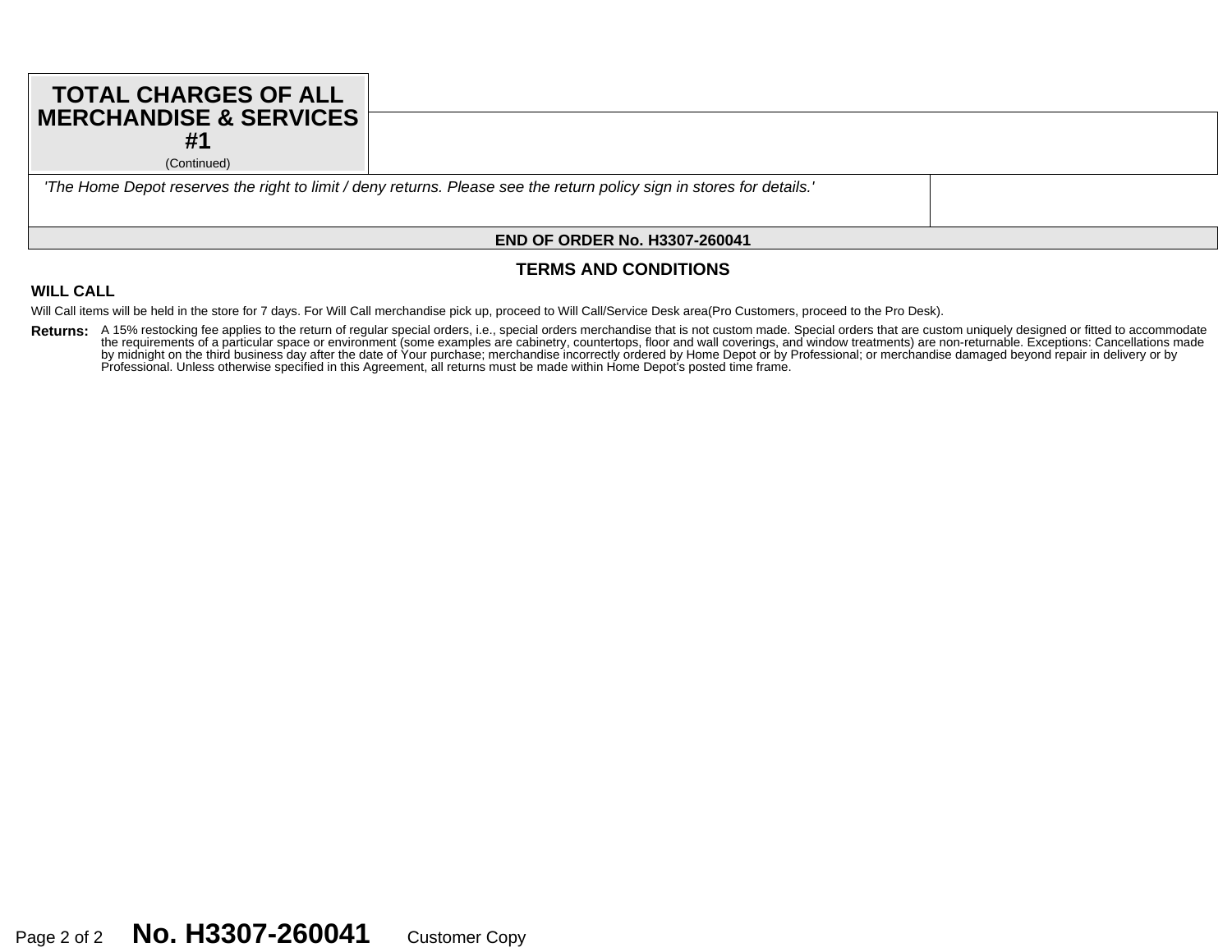| **TOTAL CHARGES OF ALL MERCHANDISE & SERVICES #1** (Continued) | |
|---|---|
| *'The Home Depot reserves the right to limit / deny returns. Please see the return policy sign in stores for details.'* | |

**END OF ORDER No. H3307-260041**

## TERMS AND CONDITIONS

**WILL CALL**

Will Call items will be held in the store for 7 days. For Will Call merchandise pick up, proceed to Will Call/Service Desk area(Pro Customers, proceed to the Pro Desk).

**Returns:** A 15% restocking fee applies to the return of regular special orders, i.e., special orders merchandise that is not custom made. Special orders that are custom uniquely designed or fitted to accommodate the requirements of a particular space or environment (some examples are cabinetry, countertops, floor and wall coverings, and window treatments) are non-returnable. Exceptions: Cancellations made by midnight on the third business day after the date of Your purchase; merchandise incorrectly ordered by Home Depot or by Professional; or merchandise damaged beyond repair in delivery or by Professional. Unless otherwise specified in this Agreement, all returns must be made within Home Depot's posted time frame.